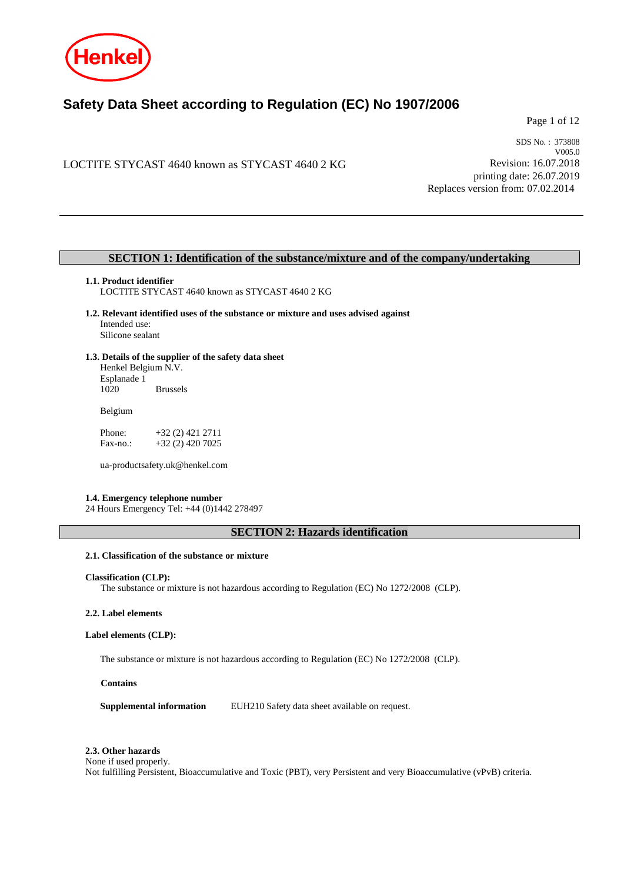# Safety Data Sheet according to Regulation (EC) No 1907/2006

LOCTITE STYCAST 4640 known as STYCAST 4640 2 KG

SDS No. : 373808
V005.0
Revision: 16.07.2018
printing date: 26.07.2019
Replaces version from: 07.02.2014

## SECTION 1: Identification of the substance/mixture and of the company/undertaking

### 1.1. Product identifier

LOCTITE STYCAST 4640 known as STYCAST 4640 2 KG

### 1.2. Relevant identified uses of the substance or mixture and uses advised against

Intended use:
Silicone sealant

### 1.3. Details of the supplier of the safety data sheet

Henkel Belgium N.V.
Esplanade 1
1020 Brussels

Belgium

Phone: +32 (2) 421 2711
Fax-no.: +32 (2) 420 7025

ua-productsafety.uk@henkel.com

### 1.4. Emergency telephone number

24 Hours Emergency Tel: +44 (0)1442 278497

## SECTION 2: Hazards identification

### 2.1. Classification of the substance or mixture

**Classification (CLP):**

The substance or mixture is not hazardous according to Regulation (EC) No 1272/2008 (CLP).

### 2.2. Label elements

**Label elements (CLP):**

The substance or mixture is not hazardous according to Regulation (EC) No 1272/2008 (CLP).

**Contains**

**Supplemental information** EUH210 Safety data sheet available on request.

### 2.3. Other hazards

None if used properly.
Not fulfilling Persistent, Bioaccumulative and Toxic (PBT), very Persistent and very Bioaccumulative (vPvB) criteria.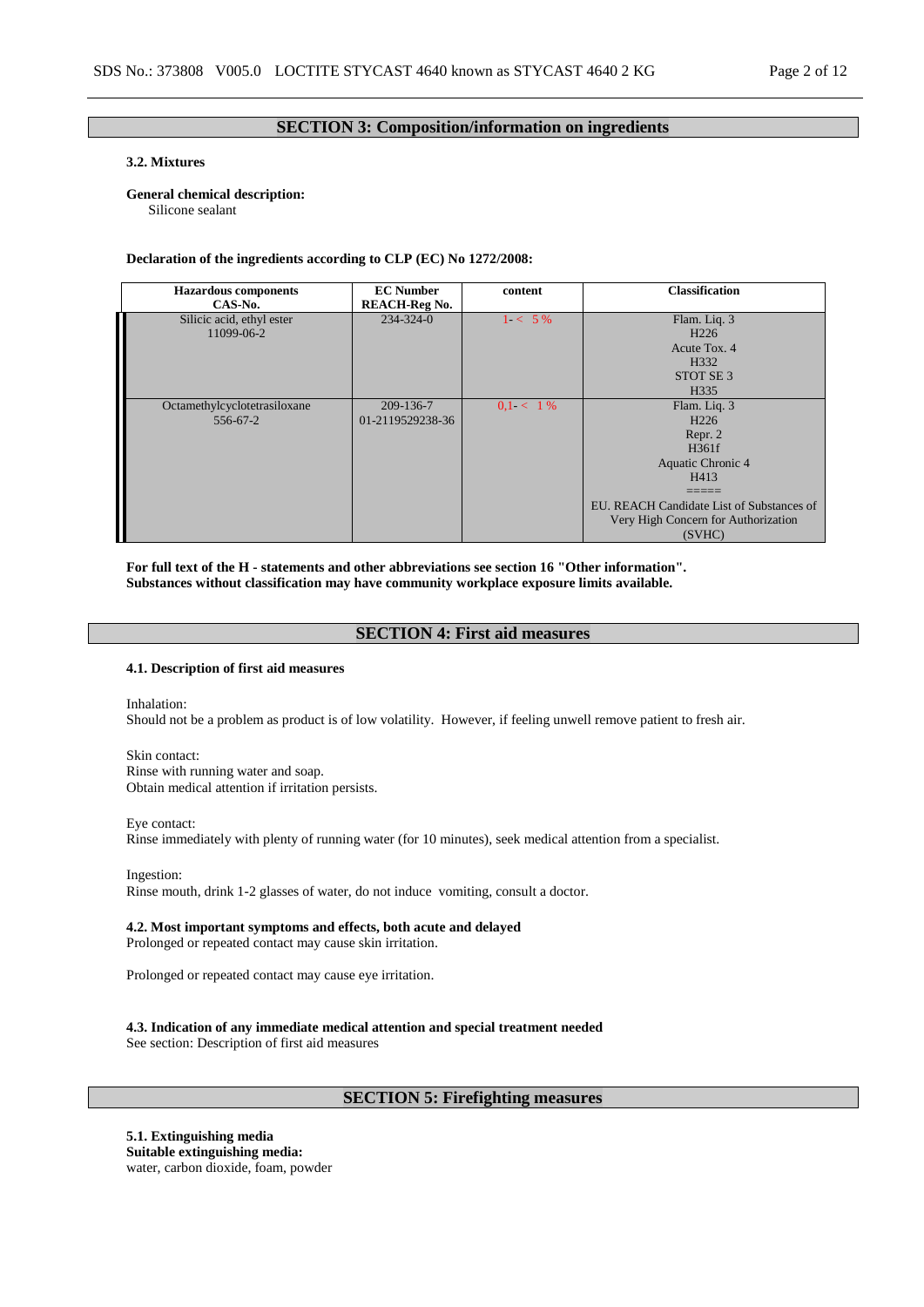## SECTION 3: Composition/information on ingredients

### 3.2. Mixtures

**General chemical description:**
Silicone sealant

**Declaration of the ingredients according to CLP (EC) No 1272/2008:**

| Hazardous components<br>CAS-No. | EC Number<br>REACH-Reg No. | content | Classification |
|---|---|---|---|
| Silicic acid, ethyl ester<br>11099-06-2 | 234-324-0 | 1- < 5 % | Flam. Liq. 3<br>H226<br>Acute Tox. 4<br>H332<br>STOT SE 3<br>H335 |
| Octamethylcyclotetrasiloxane<br>556-67-2 | 209-136-7<br>01-2119529238-36 | 0,1- < 1 % | Flam. Liq. 3<br>H226<br>Repr. 2<br>H361f<br>Aquatic Chronic 4<br>H413<br>=====<br>EU. REACH Candidate List of Substances of Very High Concern for Authorization (SVHC) |

**For full text of the H - statements and other abbreviations see section 16 "Other information".**
**Substances without classification may have community workplace exposure limits available.**

## SECTION 4: First aid measures

### 4.1. Description of first aid measures

Inhalation:
Should not be a problem as product is of low volatility. However, if feeling unwell remove patient to fresh air.

Skin contact:
Rinse with running water and soap.
Obtain medical attention if irritation persists.

Eye contact:
Rinse immediately with plenty of running water (for 10 minutes), seek medical attention from a specialist.

Ingestion:
Rinse mouth, drink 1-2 glasses of water, do not induce vomiting, consult a doctor.

### 4.2. Most important symptoms and effects, both acute and delayed

Prolonged or repeated contact may cause skin irritation.

Prolonged or repeated contact may cause eye irritation.

### 4.3. Indication of any immediate medical attention and special treatment needed

See section: Description of first aid measures

## SECTION 5: Firefighting measures

### 5.1. Extinguishing media

**Suitable extinguishing media:**
water, carbon dioxide, foam, powder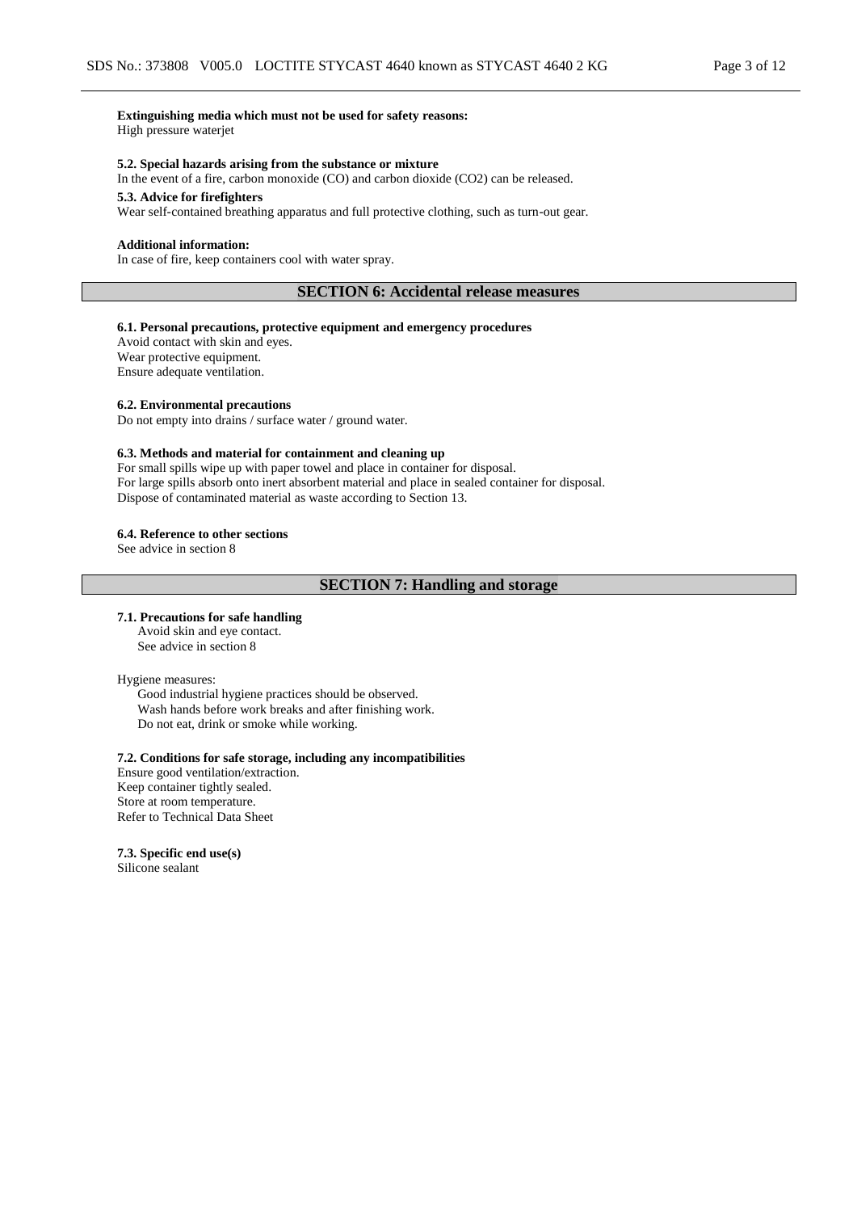**Extinguishing media which must not be used for safety reasons:**
High pressure waterjet

**5.2. Special hazards arising from the substance or mixture**
In the event of a fire, carbon monoxide (CO) and carbon dioxide ($CO_2$) can be released.

**5.3. Advice for firefighters**
Wear self-contained breathing apparatus and full protective clothing, such as turn-out gear.

**Additional information:**
In case of fire, keep containers cool with water spray.

## SECTION 6: Accidental release measures

**6.1. Personal precautions, protective equipment and emergency procedures**
Avoid contact with skin and eyes.
Wear protective equipment.
Ensure adequate ventilation.

**6.2. Environmental precautions**
Do not empty into drains / surface water / ground water.

**6.3. Methods and material for containment and cleaning up**
For small spills wipe up with paper towel and place in container for disposal.
For large spills absorb onto inert absorbent material and place in sealed container for disposal.
Dispose of contaminated material as waste according to Section 13.

**6.4. Reference to other sections**
See advice in section 8

## SECTION 7: Handling and storage

**7.1. Precautions for safe handling**
Avoid skin and eye contact.
See advice in section 8

Hygiene measures:
Good industrial hygiene practices should be observed.
Wash hands before work breaks and after finishing work.
Do not eat, drink or smoke while working.

**7.2. Conditions for safe storage, including any incompatibilities**
Ensure good ventilation/extraction.
Keep container tightly sealed.
Store at room temperature.
Refer to Technical Data Sheet

**7.3. Specific end use(s)**
Silicone sealant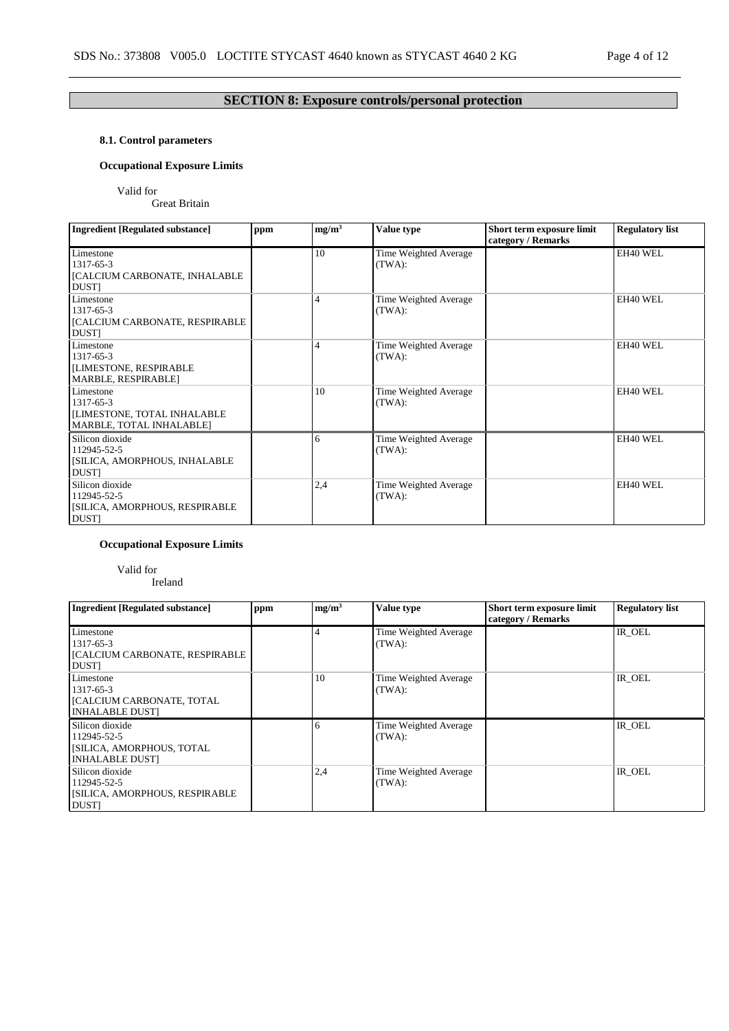## SECTION 8: Exposure controls/personal protection

### 8.1. Control parameters

**Occupational Exposure Limits**

Valid for
Great Britain

| Ingredient [Regulated substance] | ppm | mg/m³ | Value type | Short term exposure limit category / Remarks | Regulatory list |
|---|---|---|---|---|---|
| Limestone<br>1317-65-3<br>[CALCIUM CARBONATE, INHALABLE DUST] | | 10 | Time Weighted Average (TWA): | | EH40 WEL |
| Limestone<br>1317-65-3<br>[CALCIUM CARBONATE, RESPIRABLE DUST] | | 4 | Time Weighted Average (TWA): | | EH40 WEL |
| Limestone<br>1317-65-3<br>[LIMESTONE, RESPIRABLE MARBLE, RESPIRABLE] | | 4 | Time Weighted Average (TWA): | | EH40 WEL |
| Limestone<br>1317-65-3<br>[LIMESTONE, TOTAL INHALABLE MARBLE, TOTAL INHALABLE] | | 10 | Time Weighted Average (TWA): | | EH40 WEL |
| Silicon dioxide<br>112945-52-5<br>[SILICA, AMORPHOUS, INHALABLE DUST] | | 6 | Time Weighted Average (TWA): | | EH40 WEL |
| Silicon dioxide<br>112945-52-5<br>[SILICA, AMORPHOUS, RESPIRABLE DUST] | | 2,4 | Time Weighted Average (TWA): | | EH40 WEL |

**Occupational Exposure Limits**

Valid for
Ireland

| Ingredient [Regulated substance] | ppm | mg/m³ | Value type | Short term exposure limit category / Remarks | Regulatory list |
|---|---|---|---|---|---|
| Limestone<br>1317-65-3<br>[CALCIUM CARBONATE, RESPIRABLE DUST] | | 4 | Time Weighted Average (TWA): | | IR_OEL |
| Limestone<br>1317-65-3<br>[CALCIUM CARBONATE, TOTAL INHALABLE DUST] | | 10 | Time Weighted Average (TWA): | | IR_OEL |
| Silicon dioxide<br>112945-52-5<br>[SILICA, AMORPHOUS, TOTAL INHALABLE DUST] | | 6 | Time Weighted Average (TWA): | | IR_OEL |
| Silicon dioxide<br>112945-52-5<br>[SILICA, AMORPHOUS, RESPIRABLE DUST] | | 2,4 | Time Weighted Average (TWA): | | IR_OEL |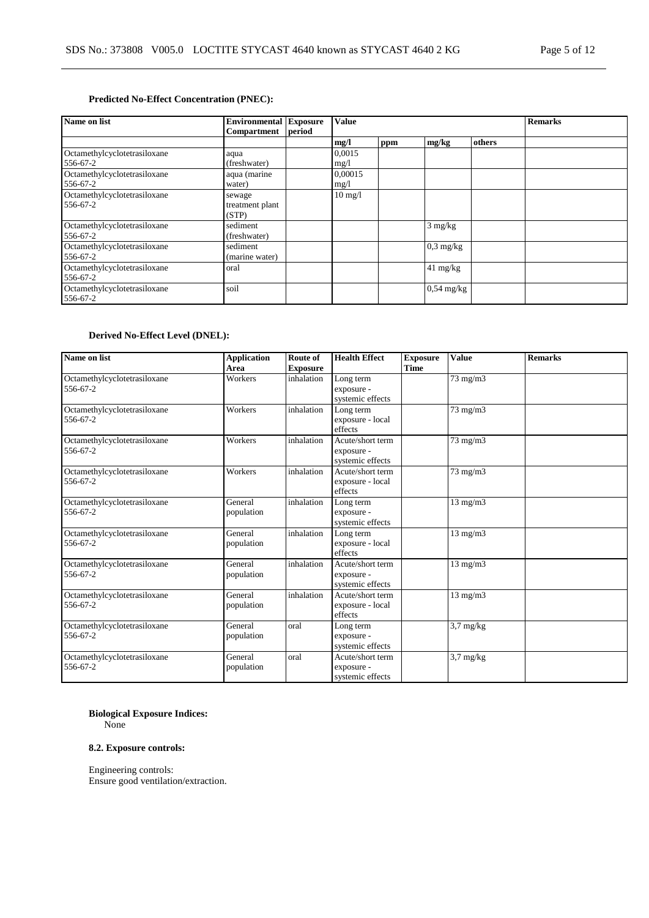**Predicted No-Effect Concentration (PNEC):**

| Name on list | Environmental Compartment | Exposure period | Value | | | | Remarks |
|---|---|---|---|---|---|---|---|
| | | | mg/l | ppm | mg/kg | others | |
| Octamethylcyclotetrasiloxane 556-67-2 | aqua (freshwater) | | 0,0015 mg/l | | | | |
| Octamethylcyclotetrasiloxane 556-67-2 | aqua (marine water) | | 0,00015 mg/l | | | | |
| Octamethylcyclotetrasiloxane 556-67-2 | sewage treatment plant (STP) | | 10 mg/l | | | | |
| Octamethylcyclotetrasiloxane 556-67-2 | sediment (freshwater) | | | | 3 mg/kg | | |
| Octamethylcyclotetrasiloxane 556-67-2 | sediment (marine water) | | | | 0,3 mg/kg | | |
| Octamethylcyclotetrasiloxane 556-67-2 | oral | | | | 41 mg/kg | | |
| Octamethylcyclotetrasiloxane 556-67-2 | soil | | | | 0,54 mg/kg | | |

**Derived No-Effect Level (DNEL):**

| Name on list | Application Area | Route of Exposure | Health Effect | Exposure Time | Value | Remarks |
|---|---|---|---|---|---|---|
| Octamethylcyclotetrasiloxane 556-67-2 | Workers | inhalation | Long term exposure - systemic effects | | 73 mg/m3 | |
| Octamethylcyclotetrasiloxane 556-67-2 | Workers | inhalation | Long term exposure - local effects | | 73 mg/m3 | |
| Octamethylcyclotetrasiloxane 556-67-2 | Workers | inhalation | Acute/short term exposure - systemic effects | | 73 mg/m3 | |
| Octamethylcyclotetrasiloxane 556-67-2 | Workers | inhalation | Acute/short term exposure - local effects | | 73 mg/m3 | |
| Octamethylcyclotetrasiloxane 556-67-2 | General population | inhalation | Long term exposure - systemic effects | | 13 mg/m3 | |
| Octamethylcyclotetrasiloxane 556-67-2 | General population | inhalation | Long term exposure - local effects | | 13 mg/m3 | |
| Octamethylcyclotetrasiloxane 556-67-2 | General population | inhalation | Acute/short term exposure - systemic effects | | 13 mg/m3 | |
| Octamethylcyclotetrasiloxane 556-67-2 | General population | inhalation | Acute/short term exposure - local effects | | 13 mg/m3 | |
| Octamethylcyclotetrasiloxane 556-67-2 | General population | oral | Long term exposure - systemic effects | | 3,7 mg/kg | |
| Octamethylcyclotetrasiloxane 556-67-2 | General population | oral | Acute/short term exposure - systemic effects | | 3,7 mg/kg | |

**Biological Exposure Indices:**
None

**8.2. Exposure controls:**

Engineering controls:
Ensure good ventilation/extraction.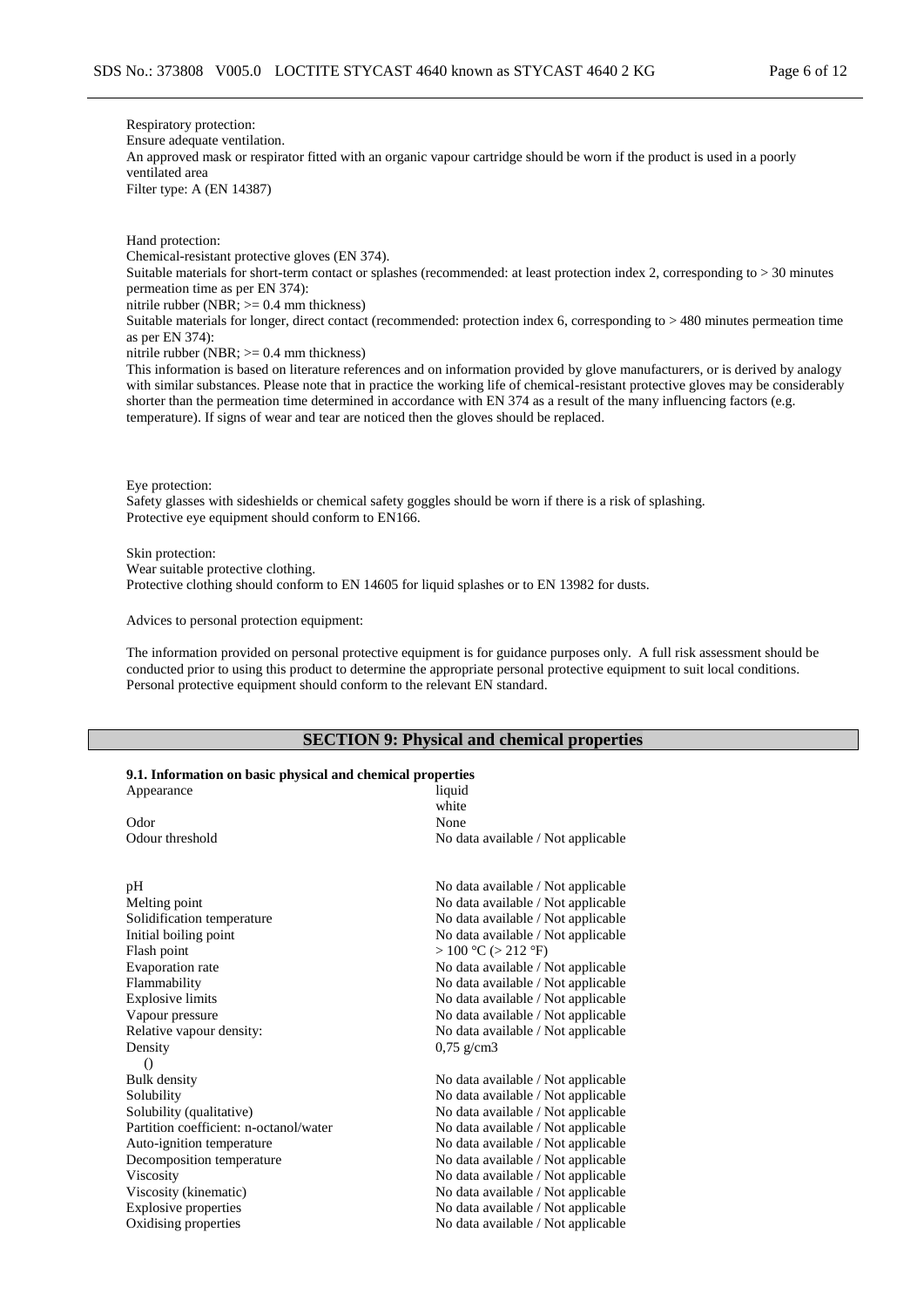Respiratory protection:
Ensure adequate ventilation.
An approved mask or respirator fitted with an organic vapour cartridge should be worn if the product is used in a poorly ventilated area
Filter type: A (EN 14387)

Hand protection:
Chemical-resistant protective gloves (EN 374).
Suitable materials for short-term contact or splashes (recommended: at least protection index 2, corresponding to > 30 minutes permeation time as per EN 374):
nitrile rubber (NBR; >= 0.4 mm thickness)
Suitable materials for longer, direct contact (recommended: protection index 6, corresponding to > 480 minutes permeation time as per EN 374):
nitrile rubber (NBR; >= 0.4 mm thickness)
This information is based on literature references and on information provided by glove manufacturers, or is derived by analogy with similar substances. Please note that in practice the working life of chemical-resistant protective gloves may be considerably shorter than the permeation time determined in accordance with EN 374 as a result of the many influencing factors (e.g. temperature). If signs of wear and tear are noticed then the gloves should be replaced.

Eye protection:
Safety glasses with sideshields or chemical safety goggles should be worn if there is a risk of splashing.
Protective eye equipment should conform to EN166.

Skin protection:
Wear suitable protective clothing.
Protective clothing should conform to EN 14605 for liquid splashes or to EN 13982 for dusts.

Advices to personal protection equipment:

The information provided on personal protective equipment is for guidance purposes only. A full risk assessment should be conducted prior to using this product to determine the appropriate personal protective equipment to suit local conditions. Personal protective equipment should conform to the relevant EN standard.

## SECTION 9: Physical and chemical properties

**9.1. Information on basic physical and chemical properties**

| | |
|---|---|
| Appearance | liquid<br>white |
| Odor | None |
| Odour threshold | No data available / Not applicable |
| pH | No data available / Not applicable |
| Melting point | No data available / Not applicable |
| Solidification temperature | No data available / Not applicable |
| Initial boiling point | No data available / Not applicable |
| Flash point | > 100 °C (> 212 °F) |
| Evaporation rate | No data available / Not applicable |
| Flammability | No data available / Not applicable |
| Explosive limits | No data available / Not applicable |
| Vapour pressure | No data available / Not applicable |
| Relative vapour density: | No data available / Not applicable |
| Density<br>() | 0,75 g/cm3 |
| Bulk density | No data available / Not applicable |
| Solubility | No data available / Not applicable |
| Solubility (qualitative) | No data available / Not applicable |
| Partition coefficient: n-octanol/water | No data available / Not applicable |
| Auto-ignition temperature | No data available / Not applicable |
| Decomposition temperature | No data available / Not applicable |
| Viscosity | No data available / Not applicable |
| Viscosity (kinematic) | No data available / Not applicable |
| Explosive properties | No data available / Not applicable |
| Oxidising properties | No data available / Not applicable |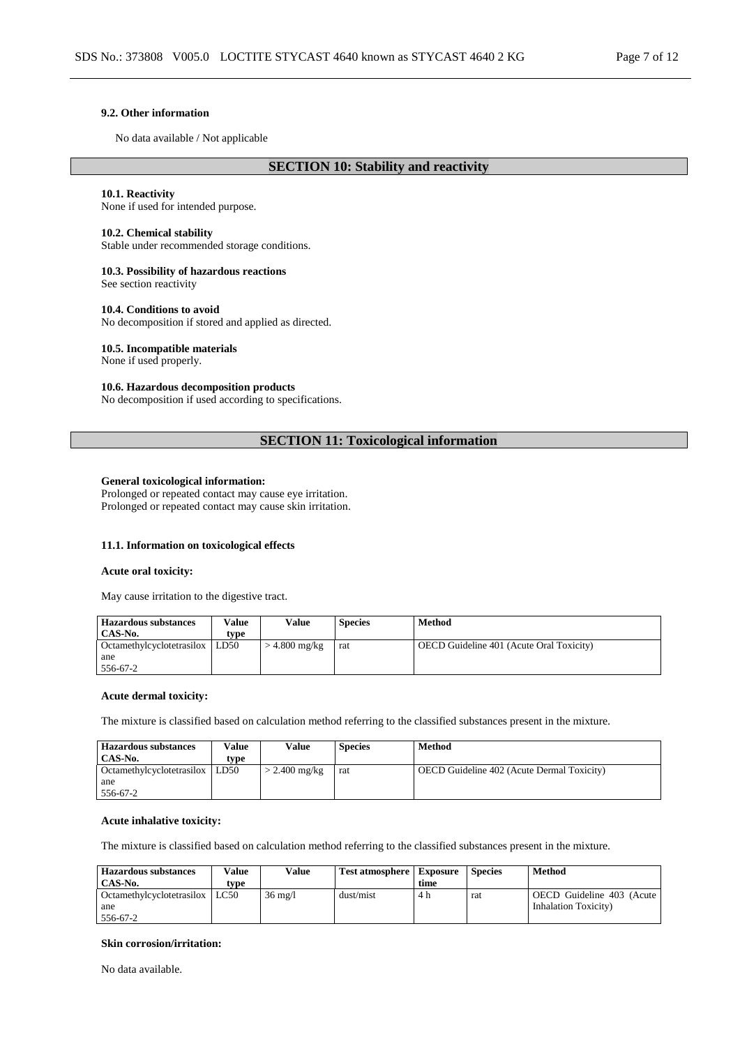**9.2. Other information**

No data available / Not applicable

## SECTION 10: Stability and reactivity

**10.1. Reactivity**
None if used for intended purpose.

**10.2. Chemical stability**
Stable under recommended storage conditions.

**10.3. Possibility of hazardous reactions**
See section reactivity

**10.4. Conditions to avoid**
No decomposition if stored and applied as directed.

**10.5. Incompatible materials**
None if used properly.

**10.6. Hazardous decomposition products**
No decomposition if used according to specifications.

## SECTION 11: Toxicological information

**General toxicological information:**
Prolonged or repeated contact may cause eye irritation.
Prolonged or repeated contact may cause skin irritation.

**11.1. Information on toxicological effects**

**Acute oral toxicity:**

May cause irritation to the digestive tract.

| Hazardous substances CAS-No. | Value type | Value | Species | Method |
|---|---|---|---|---|
| Octamethylcyclotetrasiloxane 556-67-2 | LD50 | > 4.800 mg/kg | rat | OECD Guideline 401 (Acute Oral Toxicity) |

**Acute dermal toxicity:**

The mixture is classified based on calculation method referring to the classified substances present in the mixture.

| Hazardous substances CAS-No. | Value type | Value | Species | Method |
|---|---|---|---|---|
| Octamethylcyclotetrasiloxane 556-67-2 | LD50 | > 2.400 mg/kg | rat | OECD Guideline 402 (Acute Dermal Toxicity) |

**Acute inhalative toxicity:**

The mixture is classified based on calculation method referring to the classified substances present in the mixture.

| Hazardous substances CAS-No. | Value type | Value | Test atmosphere | Exposure time | Species | Method |
|---|---|---|---|---|---|---|
| Octamethylcyclotetrasiloxane 556-67-2 | LC50 | 36 mg/l | dust/mist | 4 h | rat | OECD Guideline 403 (Acute Inhalation Toxicity) |

**Skin corrosion/irritation:**

No data available.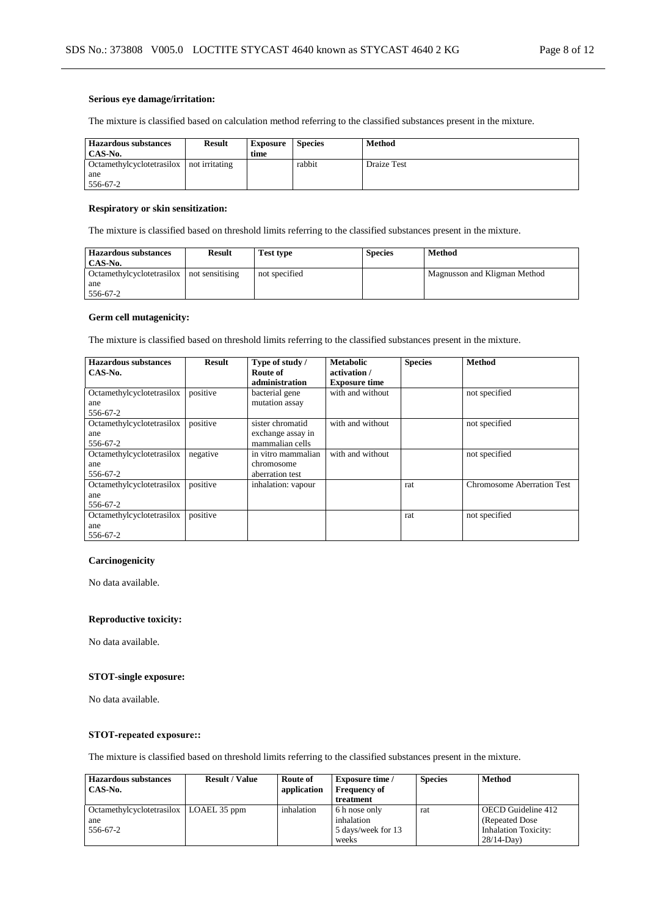**Serious eye damage/irritation:**

The mixture is classified based on calculation method referring to the classified substances present in the mixture.

| Hazardous substances CAS-No. | Result | Exposure time | Species | Method |
|---|---|---|---|---|
| Octamethylcyclotetrasiloxane 556-67-2 | not irritating | | rabbit | Draize Test |

**Respiratory or skin sensitization:**

The mixture is classified based on threshold limits referring to the classified substances present in the mixture.

| Hazardous substances CAS-No. | Result | Test type | Species | Method |
|---|---|---|---|---|
| Octamethylcyclotetrasiloxane 556-67-2 | not sensitising | not specified | | Magnusson and Kligman Method |

**Germ cell mutagenicity:**

The mixture is classified based on threshold limits referring to the classified substances present in the mixture.

| Hazardous substances CAS-No. | Result | Type of study / Route of administration | Metabolic activation / Exposure time | Species | Method |
|---|---|---|---|---|---|
| Octamethylcyclotetrasiloxane 556-67-2 | positive | bacterial gene mutation assay | with and without | | not specified |
| Octamethylcyclotetrasiloxane 556-67-2 | positive | sister chromatid exchange assay in mammalian cells | with and without | | not specified |
| Octamethylcyclotetrasiloxane 556-67-2 | negative | in vitro mammalian chromosome aberration test | with and without | | not specified |
| Octamethylcyclotetrasiloxane 556-67-2 | positive | inhalation: vapour | | rat | Chromosome Aberration Test |
| Octamethylcyclotetrasiloxane 556-67-2 | positive | | | rat | not specified |

**Carcinogenicity**

No data available.

**Reproductive toxicity:**

No data available.

**STOT-single exposure:**

No data available.

**STOT-repeated exposure::**

The mixture is classified based on threshold limits referring to the classified substances present in the mixture.

| Hazardous substances CAS-No. | Result / Value | Route of application | Exposure time / Frequency of treatment | Species | Method |
|---|---|---|---|---|---|
| Octamethylcyclotetrasiloxane 556-67-2 | LOAEL 35 ppm | inhalation | 6 h nose only inhalation 5 days/week for 13 weeks | rat | OECD Guideline 412 (Repeated Dose Inhalation Toxicity: 28/14-Day) |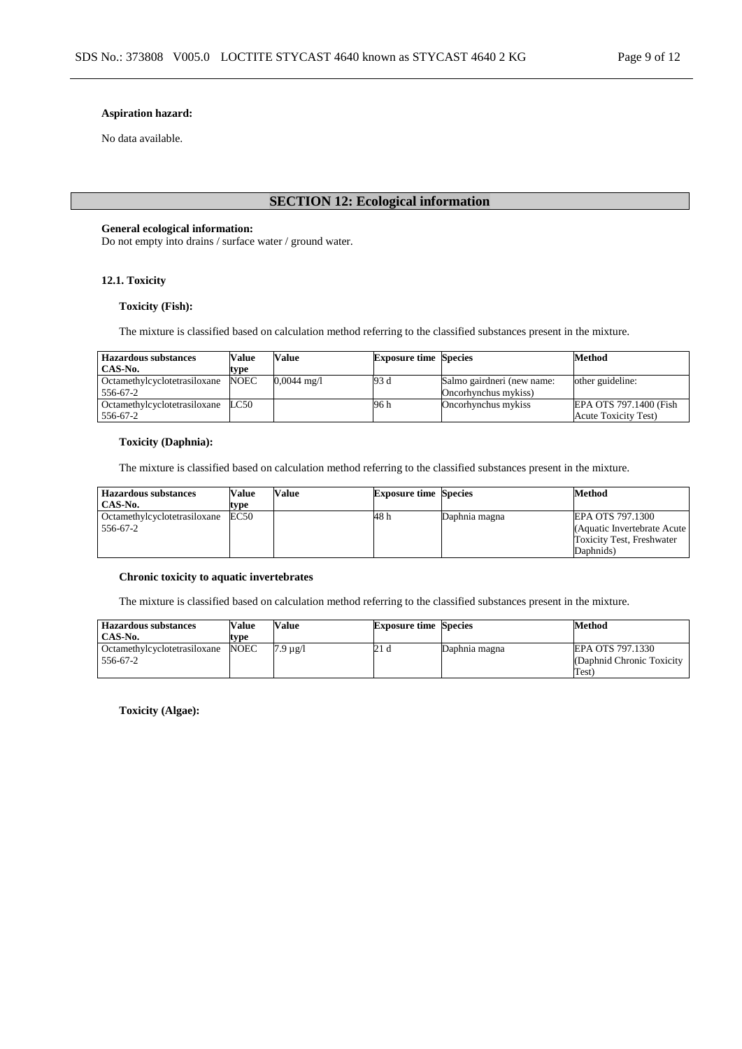**Aspiration hazard:**

No data available.

## SECTION 12: Ecological information

**General ecological information:**
Do not empty into drains / surface water / ground water.

### 12.1. Toxicity

**Toxicity (Fish):**

The mixture is classified based on calculation method referring to the classified substances present in the mixture.

| Hazardous substances CAS-No. | Value type | Value | Exposure time | Species | Method |
|---|---|---|---|---|---|
| Octamethylcyclotetrasiloxane 556-67-2 | NOEC | 0,0044 mg/l | 93 d | Salmo gairdneri (new name: Oncorhynchus mykiss) | other guideline: |
| Octamethylcyclotetrasiloxane 556-67-2 | LC50 | | 96 h | Oncorhynchus mykiss | EPA OTS 797.1400 (Fish Acute Toxicity Test) |

**Toxicity (Daphnia):**

The mixture is classified based on calculation method referring to the classified substances present in the mixture.

| Hazardous substances CAS-No. | Value type | Value | Exposure time | Species | Method |
|---|---|---|---|---|---|
| Octamethylcyclotetrasiloxane 556-67-2 | EC50 | | 48 h | Daphnia magna | EPA OTS 797.1300 (Aquatic Invertebrate Acute Toxicity Test, Freshwater Daphnids) |

**Chronic toxicity to aquatic invertebrates**

The mixture is classified based on calculation method referring to the classified substances present in the mixture.

| Hazardous substances CAS-No. | Value type | Value | Exposure time | Species | Method |
|---|---|---|---|---|---|
| Octamethylcyclotetrasiloxane 556-67-2 | NOEC | 7.9 µg/l | 21 d | Daphnia magna | EPA OTS 797.1330 (Daphnid Chronic Toxicity Test) |

**Toxicity (Algae):**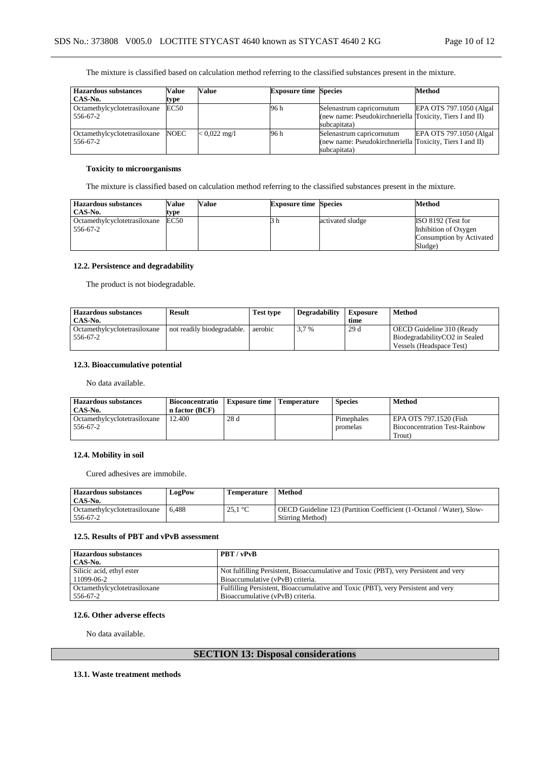The mixture is classified based on calculation method referring to the classified substances present in the mixture.

| Hazardous substances<br>CAS-No. | Value type | Value | Exposure time | Species | Method |
|---|---|---|---|---|---|
| Octamethylcyclotetrasiloxane<br>556-67-2 | EC50 | | 96 h | Selenastrum capricornutum (new name: Pseudokirchneriella subcapitata) | EPA OTS 797.1050 (Algal Toxicity, Tiers I and II) |
| Octamethylcyclotetrasiloxane<br>556-67-2 | NOEC | < 0,022 mg/l | 96 h | Selenastrum capricornutum (new name: Pseudokirchneriella subcapitata) | EPA OTS 797.1050 (Algal Toxicity, Tiers I and II) |

**Toxicity to microorganisms**

The mixture is classified based on calculation method referring to the classified substances present in the mixture.

| Hazardous substances<br>CAS-No. | Value type | Value | Exposure time | Species | Method |
|---|---|---|---|---|---|
| Octamethylcyclotetrasiloxane<br>556-67-2 | EC50 | | 3 h | activated sludge | ISO 8192 (Test for Inhibition of Oxygen Consumption by Activated Sludge) |

### 12.2. Persistence and degradability

The product is not biodegradable.

| Hazardous substances<br>CAS-No. | Result | Test type | Degradability | Exposure time | Method |
|---|---|---|---|---|---|
| Octamethylcyclotetrasiloxane<br>556-67-2 | not readily biodegradable. | aerobic | 3,7 % | 29 d | OECD Guideline 310 (Ready BiodegradabilityCO2 in Sealed Vessels (Headspace Test) |

### 12.3. Bioaccumulative potential

No data available.

| Hazardous substances<br>CAS-No. | Bioconcentration factor (BCF) | Exposure time | Temperature | Species | Method |
|---|---|---|---|---|---|
| Octamethylcyclotetrasiloxane<br>556-67-2 | 12.400 | 28 d | | Pimephales promelas | EPA OTS 797.1520 (Fish Bioconcentration Test-Rainbow Trout) |

### 12.4. Mobility in soil

Cured adhesives are immobile.

| Hazardous substances<br>CAS-No. | LogPow | Temperature | Method |
|---|---|---|---|
| Octamethylcyclotetrasiloxane<br>556-67-2 | 6,488 | 25,1 °C | OECD Guideline 123 (Partition Coefficient (1-Octanol / Water), Slow-Stirring Method) |

### 12.5. Results of PBT and vPvB assessment

| Hazardous substances<br>CAS-No. | PBT / vPvB |
|---|---|
| Silicic acid, ethyl ester<br>11099-06-2 | Not fulfilling Persistent, Bioaccumulative and Toxic (PBT), very Persistent and very Bioaccumulative (vPvB) criteria. |
| Octamethylcyclotetrasiloxane<br>556-67-2 | Fulfilling Persistent, Bioaccumulative and Toxic (PBT), very Persistent and very Bioaccumulative (vPvB) criteria. |

### 12.6. Other adverse effects

No data available.

## SECTION 13: Disposal considerations

### 13.1. Waste treatment methods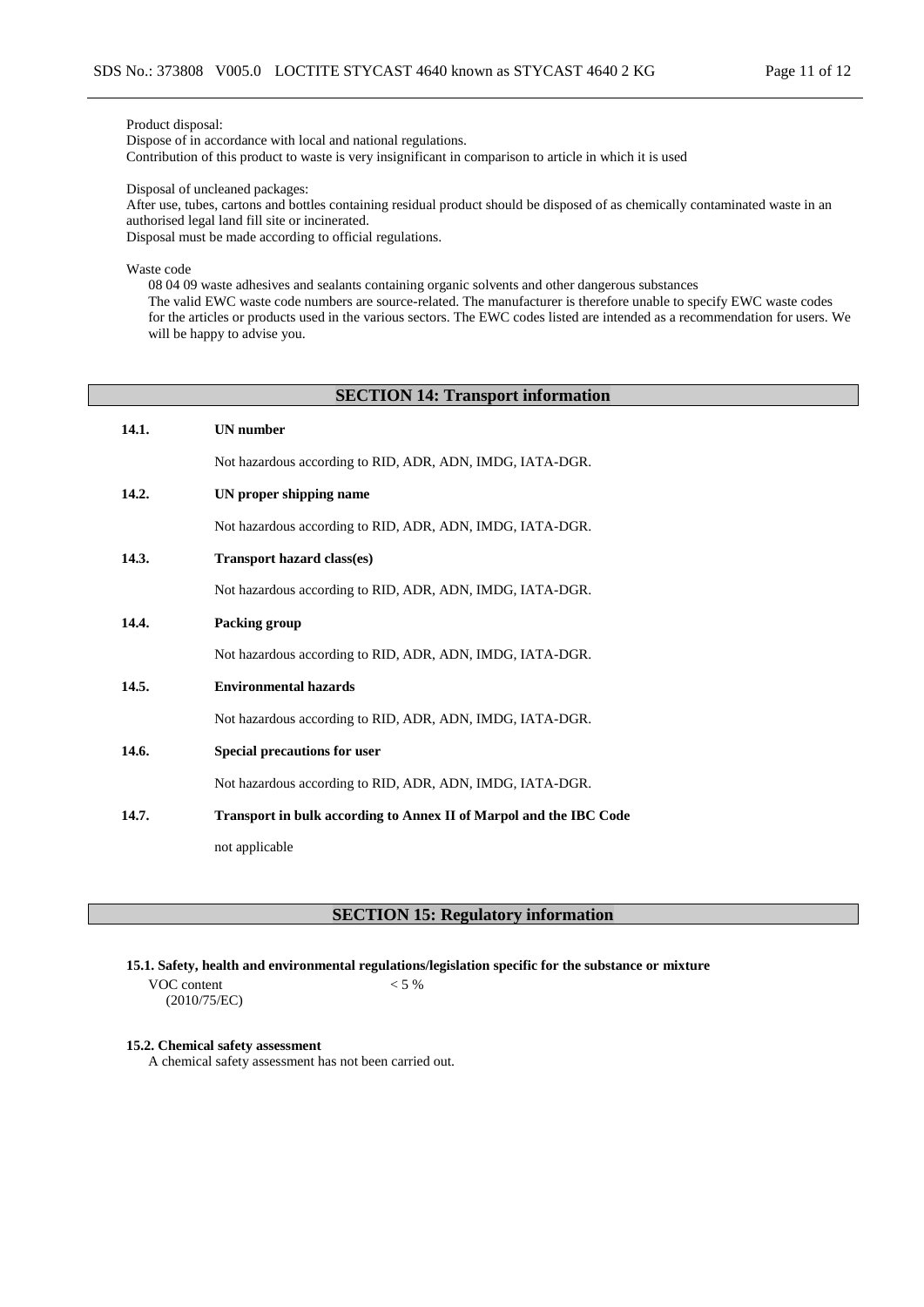Product disposal:
Dispose of in accordance with local and national regulations.
Contribution of this product to waste is very insignificant in comparison to article in which it is used

Disposal of uncleaned packages:
After use, tubes, cartons and bottles containing residual product should be disposed of as chemically contaminated waste in an authorised legal land fill site or incinerated.
Disposal must be made according to official regulations.

Waste code

08 04 09 waste adhesives and sealants containing organic solvents and other dangerous substances
The valid EWC waste code numbers are source-related. The manufacturer is therefore unable to specify EWC waste codes for the articles or products used in the various sectors. The EWC codes listed are intended as a recommendation for users. We will be happy to advise you.

## SECTION 14: Transport information

**14.1. UN number**

Not hazardous according to RID, ADR, ADN, IMDG, IATA-DGR.

**14.2. UN proper shipping name**

Not hazardous according to RID, ADR, ADN, IMDG, IATA-DGR.

**14.3. Transport hazard class(es)**

Not hazardous according to RID, ADR, ADN, IMDG, IATA-DGR.

**14.4. Packing group**

Not hazardous according to RID, ADR, ADN, IMDG, IATA-DGR.

**14.5. Environmental hazards**

Not hazardous according to RID, ADR, ADN, IMDG, IATA-DGR.

**14.6. Special precautions for user**

Not hazardous according to RID, ADR, ADN, IMDG, IATA-DGR.

**14.7. Transport in bulk according to Annex II of Marpol and the IBC Code**

not applicable

## SECTION 15: Regulatory information

**15.1. Safety, health and environmental regulations/legislation specific for the substance or mixture**

VOC content (2010/75/EC): < 5 %

**15.2. Chemical safety assessment**

A chemical safety assessment has not been carried out.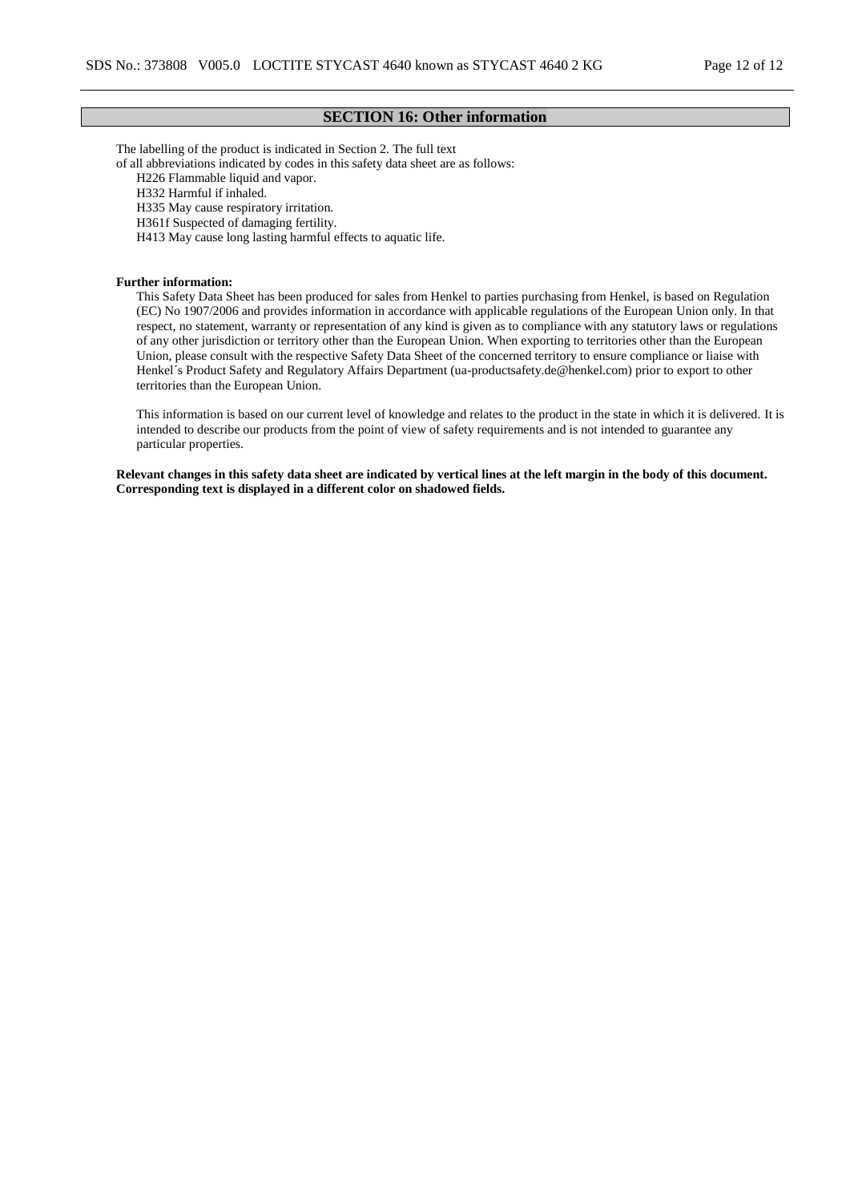## SECTION 16: Other information

The labelling of the product is indicated in Section 2. The full text of all abbreviations indicated by codes in this safety data sheet are as follows:

H226 Flammable liquid and vapor.
H332 Harmful if inhaled.
H335 May cause respiratory irritation.
H361f Suspected of damaging fertility.
H413 May cause long lasting harmful effects to aquatic life.

**Further information:**

This Safety Data Sheet has been produced for sales from Henkel to parties purchasing from Henkel, is based on Regulation (EC) No 1907/2006 and provides information in accordance with applicable regulations of the European Union only. In that respect, no statement, warranty or representation of any kind is given as to compliance with any statutory laws or regulations of any other jurisdiction or territory other than the European Union. When exporting to territories other than the European Union, please consult with the respective Safety Data Sheet of the concerned territory to ensure compliance or liaise with Henkel´s Product Safety and Regulatory Affairs Department (ua-productsafety.de@henkel.com) prior to export to other territories than the European Union.

This information is based on our current level of knowledge and relates to the product in the state in which it is delivered. It is intended to describe our products from the point of view of safety requirements and is not intended to guarantee any particular properties.

**Relevant changes in this safety data sheet are indicated by vertical lines at the left margin in the body of this document. Corresponding text is displayed in a different color on shadowed fields.**